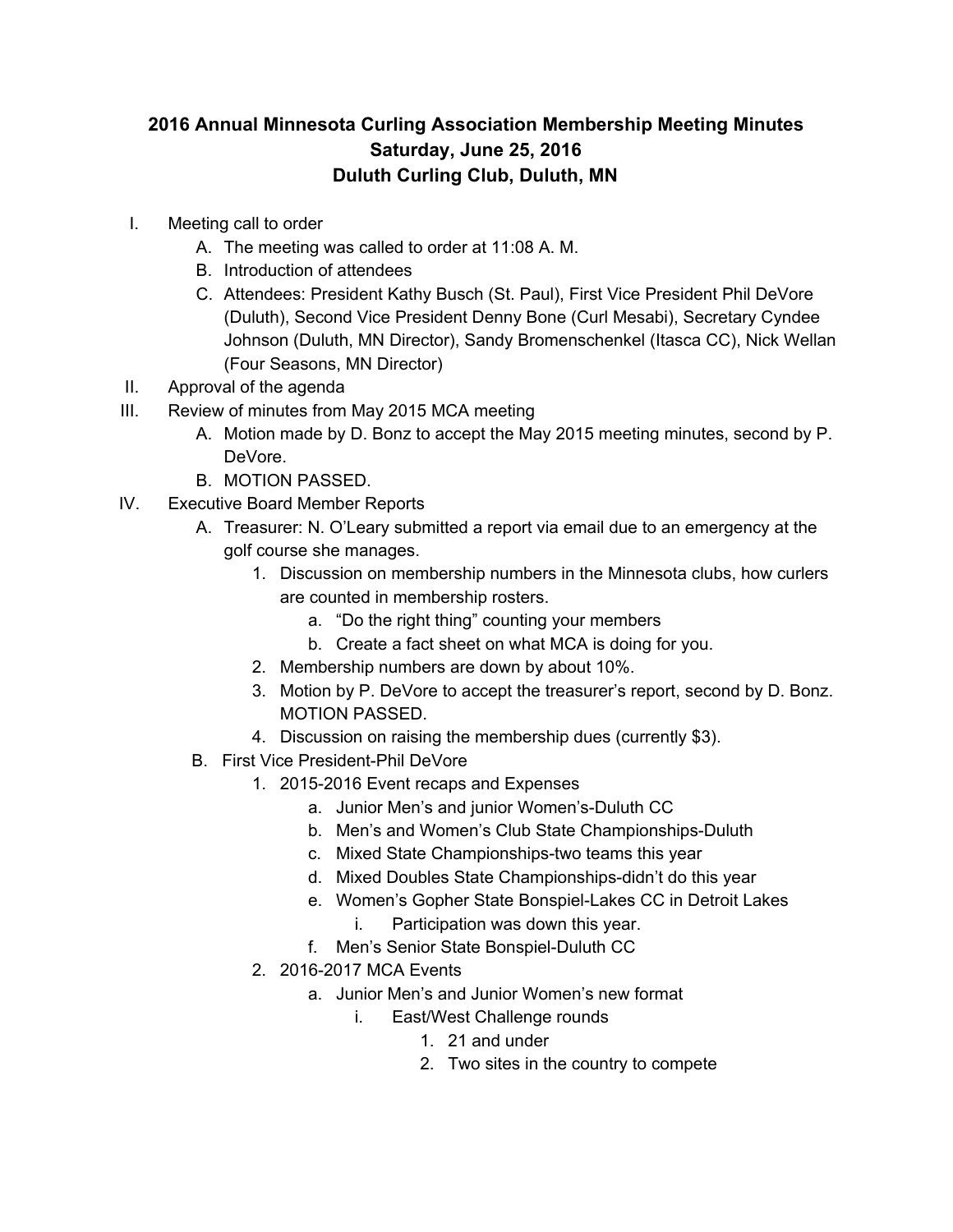# 2016 Annual Minnesota Curling Association Membership Meeting Minutes
## Saturday, June 25, 2016
## Duluth Curling Club, Duluth, MN

I. Meeting call to order
   A. The meeting was called to order at 11:08 A. M.
   B. Introduction of attendees
   C. Attendees: President Kathy Busch (St. Paul), First Vice President Phil DeVore (Duluth), Second Vice President Denny Bone (Curl Mesabi), Secretary Cyndee Johnson (Duluth, MN Director), Sandy Bromenschenkel (Itasca CC), Nick Wellan (Four Seasons, MN Director)

II. Approval of the agenda

III. Review of minutes from May 2015 MCA meeting
   A. Motion made by D. Bonz to accept the May 2015 meeting minutes, second by P. DeVore.
   B. MOTION PASSED.

IV. Executive Board Member Reports
   A. Treasurer: N. O'Leary submitted a report via email due to an emergency at the golf course she manages.
      1. Discussion on membership numbers in the Minnesota clubs, how curlers are counted in membership rosters.
         a. "Do the right thing" counting your members
         b. Create a fact sheet on what MCA is doing for you.
      2. Membership numbers are down by about 10%.
      3. Motion by P. DeVore to accept the treasurer's report, second by D. Bonz. MOTION PASSED.
      4. Discussion on raising the membership dues (currently $3).
   B. First Vice President-Phil DeVore
      1. 2015-2016 Event recaps and Expenses
         a. Junior Men's and junior Women's-Duluth CC
         b. Men's and Women's Club State Championships-Duluth
         c. Mixed State Championships-two teams this year
         d. Mixed Doubles State Championships-didn't do this year
         e. Women's Gopher State Bonspiel-Lakes CC in Detroit Lakes
            i. Participation was down this year.
         f. Men's Senior State Bonspiel-Duluth CC
      2. 2016-2017 MCA Events
         a. Junior Men's and Junior Women's new format
            i. East/West Challenge rounds
               1. 21 and under
               2. Two sites in the country to compete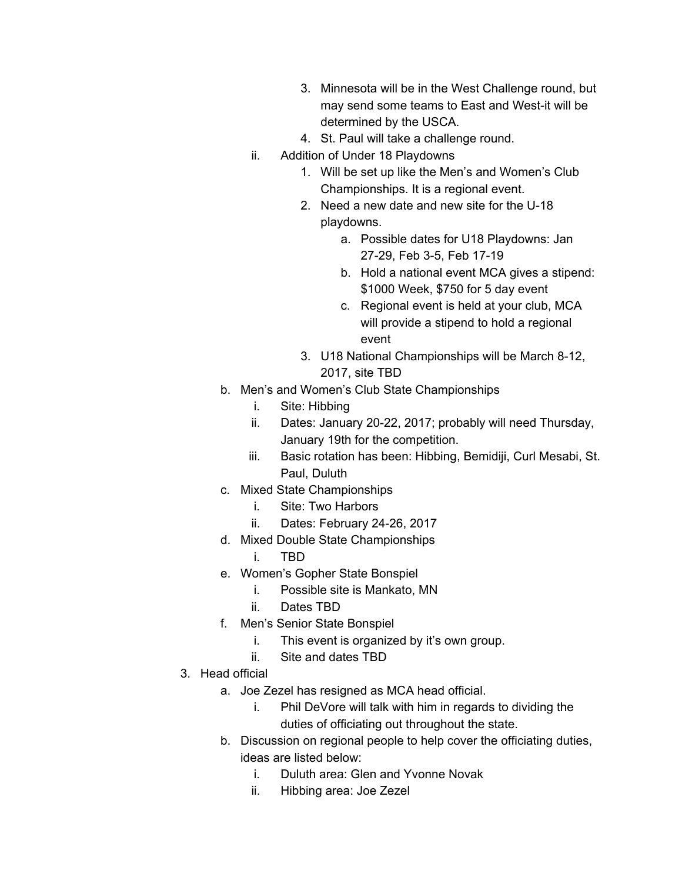3. Minnesota will be in the West Challenge round, but may send some teams to East and West-it will be determined by the USCA.
            4. St. Paul will take a challenge round.
        ii. Addition of Under 18 Playdowns
            1. Will be set up like the Men's and Women's Club Championships. It is a regional event.
            2. Need a new date and new site for the U-18 playdowns.
                a. Possible dates for U18 Playdowns: Jan 27-29, Feb 3-5, Feb 17-19
                b. Hold a national event MCA gives a stipend: $1000 Week, $750 for 5 day event
                c. Regional event is held at your club, MCA will provide a stipend to hold a regional event
            3. U18 National Championships will be March 8-12, 2017, site TBD
    b. Men's and Women's Club State Championships
        i. Site: Hibbing
        ii. Dates: January 20-22, 2017; probably will need Thursday, January 19th for the competition.
        iii. Basic rotation has been: Hibbing, Bemidiji, Curl Mesabi, St. Paul, Duluth
    c. Mixed State Championships
        i. Site: Two Harbors
        ii. Dates: February 24-26, 2017
    d. Mixed Double State Championships
        i. TBD
    e. Women's Gopher State Bonspiel
        i. Possible site is Mankato, MN
        ii. Dates TBD
    f. Men's Senior State Bonspiel
        i. This event is organized by it's own group.
        ii. Site and dates TBD
3. Head official
    a. Joe Zezel has resigned as MCA head official.
        i. Phil DeVore will talk with him in regards to dividing the duties of officiating out throughout the state.
    b. Discussion on regional people to help cover the officiating duties, ideas are listed below:
        i. Duluth area: Glen and Yvonne Novak
        ii. Hibbing area: Joe Zezel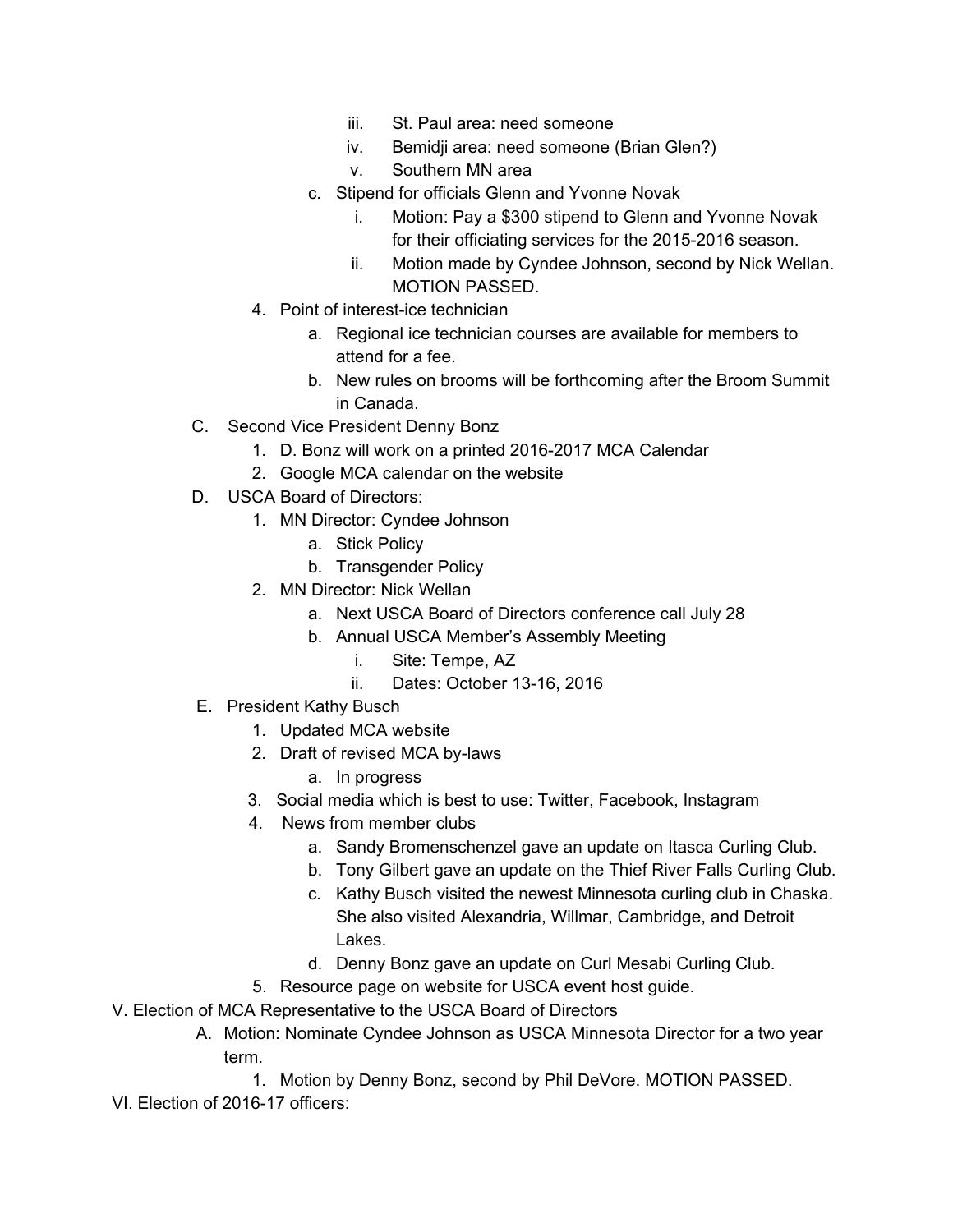- iii. St. Paul area: need someone
    - iv. Bemidji area: need someone (Brian Glen?)
    - v. Southern MN area
  - c. Stipend for officials Glenn and Yvonne Novak
    - i. Motion: Pay a $300 stipend to Glenn and Yvonne Novak for their officiating services for the 2015-2016 season.
    - ii. Motion made by Cyndee Johnson, second by Nick Wellan. MOTION PASSED.
4. Point of interest-ice technician
   - a. Regional ice technician courses are available for members to attend for a fee.
   - b. New rules on brooms will be forthcoming after the Broom Summit in Canada.

C. Second Vice President Denny Bonz
1. D. Bonz will work on a printed 2016-2017 MCA Calendar
2. Google MCA calendar on the website

D. USCA Board of Directors:
1. MN Director: Cyndee Johnson
   - a. Stick Policy
   - b. Transgender Policy
2. MN Director: Nick Wellan
   - a. Next USCA Board of Directors conference call July 28
   - b. Annual USCA Member's Assembly Meeting
     - i. Site: Tempe, AZ
     - ii. Dates: October 13-16, 2016

E. President Kathy Busch
1. Updated MCA website
2. Draft of revised MCA by-laws
   - a. In progress
3. Social media which is best to use: Twitter, Facebook, Instagram
4. News from member clubs
   - a. Sandy Bromenschenzel gave an update on Itasca Curling Club.
   - b. Tony Gilbert gave an update on the Thief River Falls Curling Club.
   - c. Kathy Busch visited the newest Minnesota curling club in Chaska. She also visited Alexandria, Willmar, Cambridge, and Detroit Lakes.
   - d. Denny Bonz gave an update on Curl Mesabi Curling Club.
5. Resource page on website for USCA event host guide.

V. Election of MCA Representative to the USCA Board of Directors

A. Motion: Nominate Cyndee Johnson as USCA Minnesota Director for a two year term.
1. Motion by Denny Bonz, second by Phil DeVore. MOTION PASSED.

VI. Election of 2016-17 officers: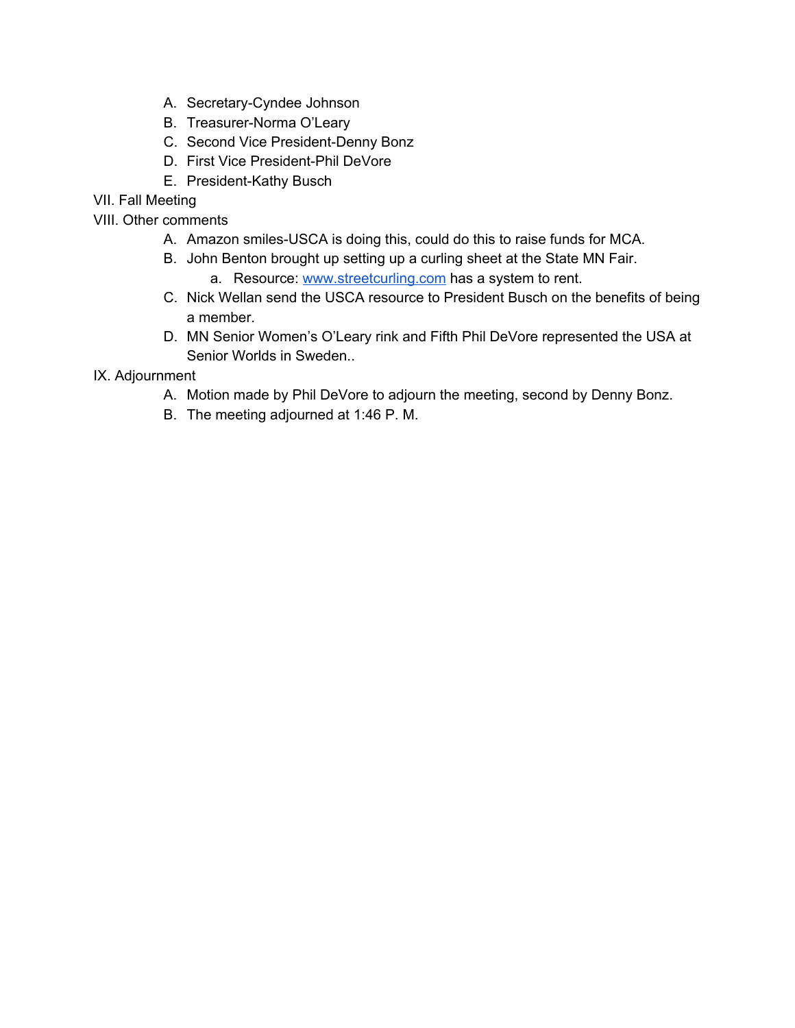A. Secretary-Cyndee Johnson
B. Treasurer-Norma O'Leary
C. Second Vice President-Denny Bonz
D. First Vice President-Phil DeVore
E. President-Kathy Busch

VII. Fall Meeting

VIII. Other comments

A. Amazon smiles-USCA is doing this, could do this to raise funds for MCA.
B. John Benton brought up setting up a curling sheet at the State MN Fair.
   a. Resource: [www.streetcurling.com](http://www.streetcurling.com) has a system to rent.
C. Nick Wellan send the USCA resource to President Busch on the benefits of being a member.
D. MN Senior Women's O'Leary rink and Fifth Phil DeVore represented the USA at Senior Worlds in Sweden..

IX. Adjournment

A. Motion made by Phil DeVore to adjourn the meeting, second by Denny Bonz.
B. The meeting adjourned at 1:46 P. M.